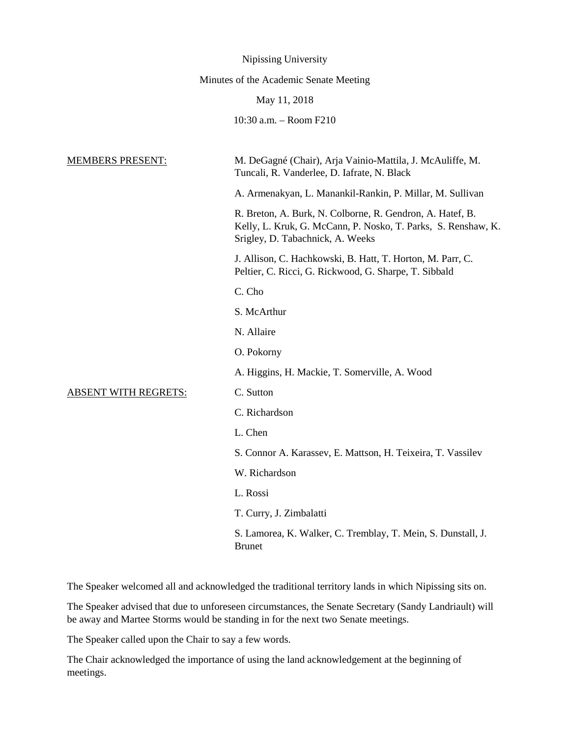Nipissing University

Minutes of the Academic Senate Meeting

May 11, 2018

10:30 a.m. – Room F210

MEMBERS PRESENT:

M. DeGagné (Chair), Arja Vainio-Mattila, J. McAuliffe, M. Tuncali, R. Vanderlee, D. Iafrate, N. Black

A. Armenakyan, L. Manankil-Rankin, P. Millar, M. Sullivan

R. Breton, A. Burk, N. Colborne, R. Gendron, A. Hatef, B. Kelly, L. Kruk, G. McCann, P. Nosko, T. Parks, S. Renshaw, K. Srigley, D. Tabachnick, A. Weeks

J. Allison, C. Hachkowski, B. Hatt, T. Horton, M. Parr, C. Peltier, C. Ricci, G. Rickwood, G. Sharpe, T. Sibbald

C. Cho

S. McArthur

N. Allaire

O. Pokorny

A. Higgins, H. Mackie, T. Somerville, A. Wood

ABSENT WITH REGRETS:

C. Sutton

C. Richardson

L. Chen

S. Connor A. Karassev, E. Mattson, H. Teixeira, T. Vassilev

W. Richardson

L. Rossi

T. Curry, J. Zimbalatti

S. Lamorea, K. Walker, C. Tremblay, T. Mein, S. Dunstall, J. Brunet

The Speaker welcomed all and acknowledged the traditional territory lands in which Nipissing sits on.

The Speaker advised that due to unforeseen circumstances, the Senate Secretary (Sandy Landriault) will be away and Martee Storms would be standing in for the next two Senate meetings.

The Speaker called upon the Chair to say a few words.

The Chair acknowledged the importance of using the land acknowledgement at the beginning of meetings.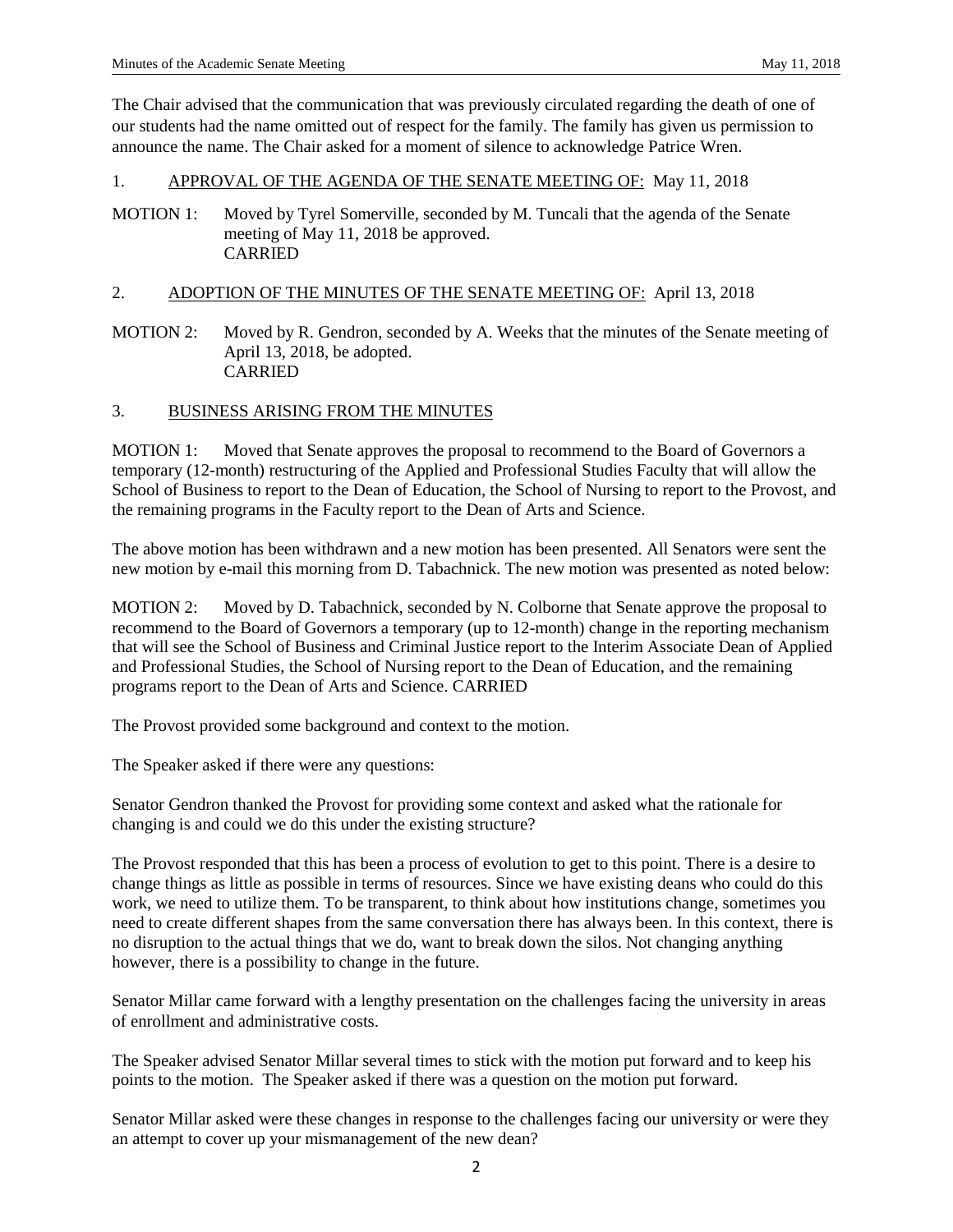The Chair advised that the communication that was previously circulated regarding the death of one of our students had the name omitted out of respect for the family. The family has given us permission to announce the name. The Chair asked for a moment of silence to acknowledge Patrice Wren.

1. <u>APPROVAL OF THE AGENDA OF THE SENATE MEETING OF:</u> May 11, 2018

MOTION 1: Moved by Tyrel Somerville, seconded by M. Tuncali that the agenda of the Senate meeting of May 11, 2018 be approved.
CARRIED

2. <u>ADOPTION OF THE MINUTES OF THE SENATE MEETING OF:</u> April 13, 2018

MOTION 2: Moved by R. Gendron, seconded by A. Weeks that the minutes of the Senate meeting of April 13, 2018, be adopted.
CARRIED

3. <u>BUSINESS ARISING FROM THE MINUTES</u>

MOTION 1: Moved that Senate approves the proposal to recommend to the Board of Governors a temporary (12-month) restructuring of the Applied and Professional Studies Faculty that will allow the School of Business to report to the Dean of Education, the School of Nursing to report to the Provost, and the remaining programs in the Faculty report to the Dean of Arts and Science.

The above motion has been withdrawn and a new motion has been presented. All Senators were sent the new motion by e-mail this morning from D. Tabachnick. The new motion was presented as noted below:

MOTION 2: Moved by D. Tabachnick, seconded by N. Colborne that Senate approve the proposal to recommend to the Board of Governors a temporary (up to 12-month) change in the reporting mechanism that will see the School of Business and Criminal Justice report to the Interim Associate Dean of Applied and Professional Studies, the School of Nursing report to the Dean of Education, and the remaining programs report to the Dean of Arts and Science. CARRIED

The Provost provided some background and context to the motion.

The Speaker asked if there were any questions:

Senator Gendron thanked the Provost for providing some context and asked what the rationale for changing is and could we do this under the existing structure?

The Provost responded that this has been a process of evolution to get to this point. There is a desire to change things as little as possible in terms of resources. Since we have existing deans who could do this work, we need to utilize them. To be transparent, to think about how institutions change, sometimes you need to create different shapes from the same conversation there has always been. In this context, there is no disruption to the actual things that we do, want to break down the silos. Not changing anything however, there is a possibility to change in the future.

Senator Millar came forward with a lengthy presentation on the challenges facing the university in areas of enrollment and administrative costs.

The Speaker advised Senator Millar several times to stick with the motion put forward and to keep his points to the motion. The Speaker asked if there was a question on the motion put forward.

Senator Millar asked were these changes in response to the challenges facing our university or were they an attempt to cover up your mismanagement of the new dean?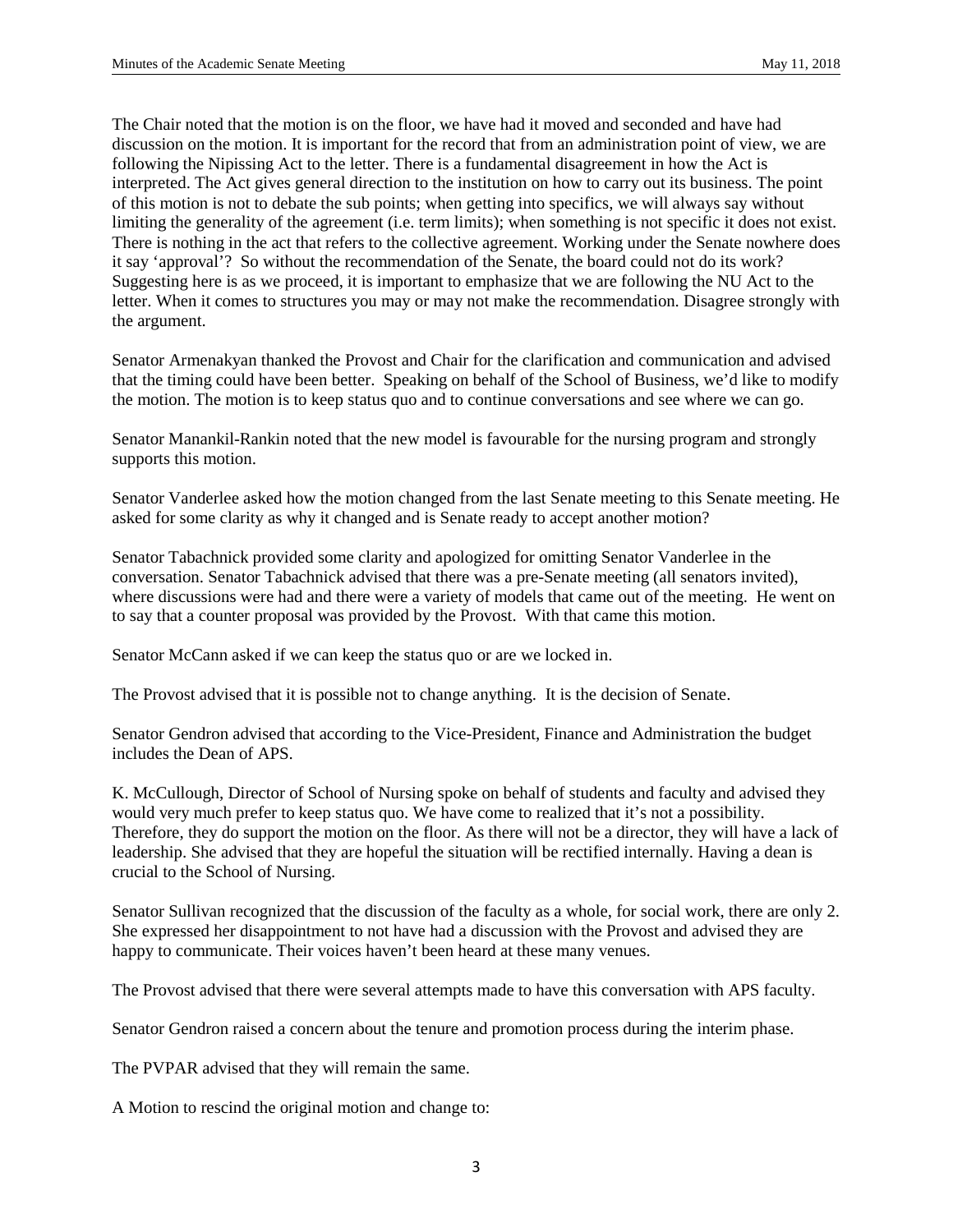The Chair noted that the motion is on the floor, we have had it moved and seconded and have had discussion on the motion. It is important for the record that from an administration point of view, we are following the Nipissing Act to the letter. There is a fundamental disagreement in how the Act is interpreted. The Act gives general direction to the institution on how to carry out its business. The point of this motion is not to debate the sub points; when getting into specifics, we will always say without limiting the generality of the agreement (i.e. term limits); when something is not specific it does not exist. There is nothing in the act that refers to the collective agreement. Working under the Senate nowhere does it say 'approval'? So without the recommendation of the Senate, the board could not do its work? Suggesting here is as we proceed, it is important to emphasize that we are following the NU Act to the letter. When it comes to structures you may or may not make the recommendation. Disagree strongly with the argument.

Senator Armenakyan thanked the Provost and Chair for the clarification and communication and advised that the timing could have been better. Speaking on behalf of the School of Business, we'd like to modify the motion. The motion is to keep status quo and to continue conversations and see where we can go.

Senator Manankil-Rankin noted that the new model is favourable for the nursing program and strongly supports this motion.

Senator Vanderlee asked how the motion changed from the last Senate meeting to this Senate meeting. He asked for some clarity as why it changed and is Senate ready to accept another motion?

Senator Tabachnick provided some clarity and apologized for omitting Senator Vanderlee in the conversation. Senator Tabachnick advised that there was a pre-Senate meeting (all senators invited), where discussions were had and there were a variety of models that came out of the meeting. He went on to say that a counter proposal was provided by the Provost. With that came this motion.

Senator McCann asked if we can keep the status quo or are we locked in.

The Provost advised that it is possible not to change anything. It is the decision of Senate.

Senator Gendron advised that according to the Vice-President, Finance and Administration the budget includes the Dean of APS.

K. McCullough, Director of School of Nursing spoke on behalf of students and faculty and advised they would very much prefer to keep status quo. We have come to realized that it's not a possibility. Therefore, they do support the motion on the floor. As there will not be a director, they will have a lack of leadership. She advised that they are hopeful the situation will be rectified internally. Having a dean is crucial to the School of Nursing.

Senator Sullivan recognized that the discussion of the faculty as a whole, for social work, there are only 2. She expressed her disappointment to not have had a discussion with the Provost and advised they are happy to communicate. Their voices haven't been heard at these many venues.

The Provost advised that there were several attempts made to have this conversation with APS faculty.

Senator Gendron raised a concern about the tenure and promotion process during the interim phase.

The PVPAR advised that they will remain the same.

A Motion to rescind the original motion and change to: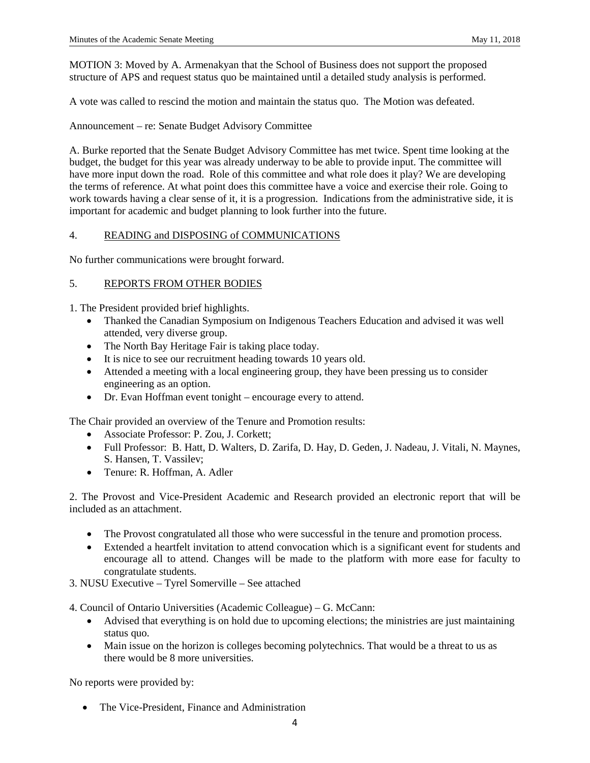MOTION 3: Moved by A. Armenakyan that the School of Business does not support the proposed structure of APS and request status quo be maintained until a detailed study analysis is performed.

A vote was called to rescind the motion and maintain the status quo. The Motion was defeated.

Announcement – re: Senate Budget Advisory Committee

A. Burke reported that the Senate Budget Advisory Committee has met twice. Spent time looking at the budget, the budget for this year was already underway to be able to provide input. The committee will have more input down the road. Role of this committee and what role does it play? We are developing the terms of reference. At what point does this committee have a voice and exercise their role. Going to work towards having a clear sense of it, it is a progression. Indications from the administrative side, it is important for academic and budget planning to look further into the future.

## 4. READING and DISPOSING of COMMUNICATIONS

No further communications were brought forward.

## 5. REPORTS FROM OTHER BODIES

1. The President provided brief highlights.
   - Thanked the Canadian Symposium on Indigenous Teachers Education and advised it was well attended, very diverse group.
   - The North Bay Heritage Fair is taking place today.
   - It is nice to see our recruitment heading towards 10 years old.
   - Attended a meeting with a local engineering group, they have been pressing us to consider engineering as an option.
   - Dr. Evan Hoffman event tonight – encourage every to attend.

The Chair provided an overview of the Tenure and Promotion results:

- Associate Professor: P. Zou, J. Corkett;
- Full Professor: B. Hatt, D. Walters, D. Zarifa, D. Hay, D. Geden, J. Nadeau, J. Vitali, N. Maynes, S. Hansen, T. Vassilev;
- Tenure: R. Hoffman, A. Adler

2. The Provost and Vice-President Academic and Research provided an electronic report that will be included as an attachment.

   - The Provost congratulated all those who were successful in the tenure and promotion process.
   - Extended a heartfelt invitation to attend convocation which is a significant event for students and encourage all to attend. Changes will be made to the platform with more ease for faculty to congratulate students.

3. NUSU Executive – Tyrel Somerville – See attached

4. Council of Ontario Universities (Academic Colleague) – G. McCann:
   - Advised that everything is on hold due to upcoming elections; the ministries are just maintaining status quo.
   - Main issue on the horizon is colleges becoming polytechnics. That would be a threat to us as there would be 8 more universities.

No reports were provided by:

- The Vice-President, Finance and Administration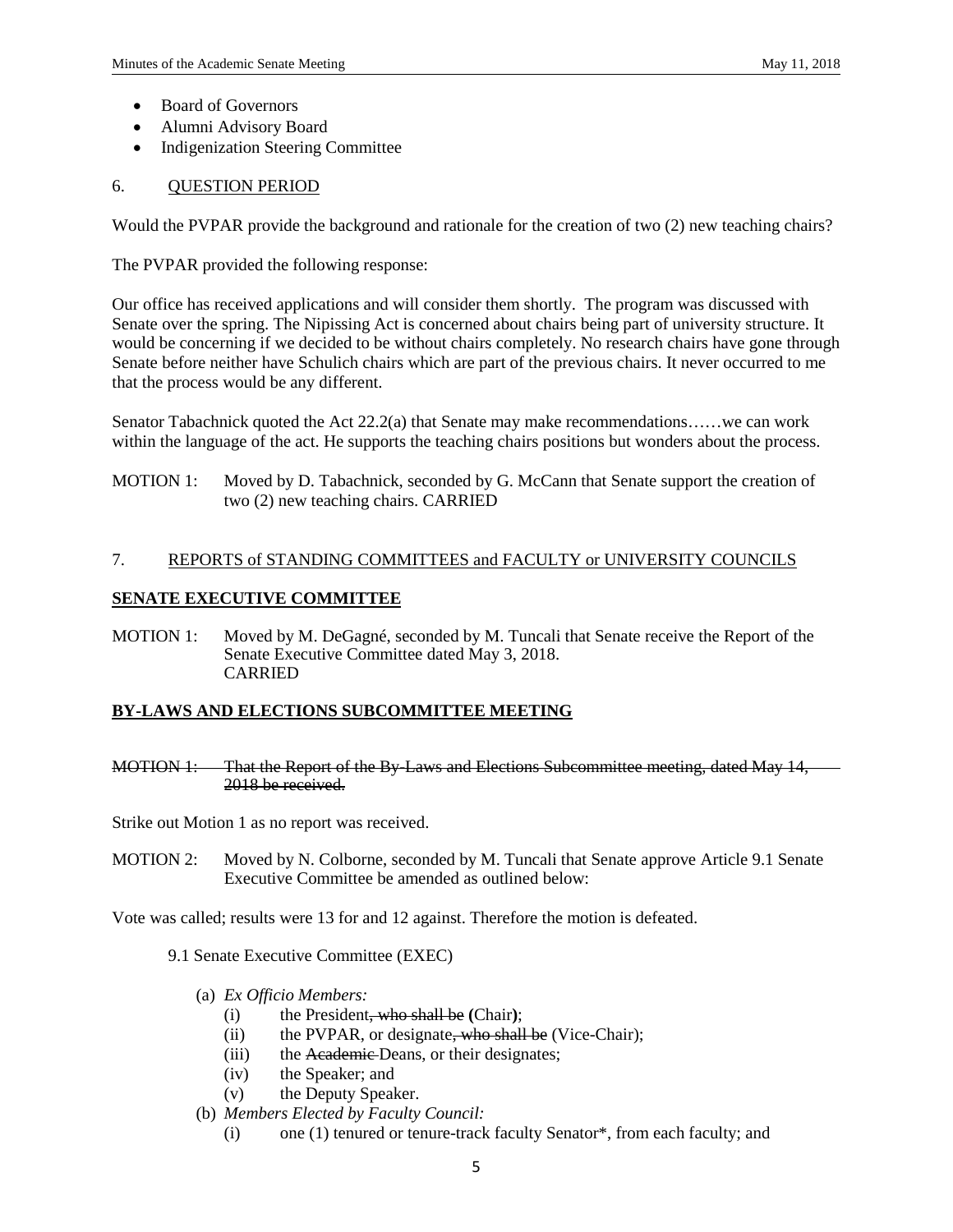- Board of Governors
- Alumni Advisory Board
- Indigenization Steering Committee

6. QUESTION PERIOD

Would the PVPAR provide the background and rationale for the creation of two (2) new teaching chairs?

The PVPAR provided the following response:

Our office has received applications and will consider them shortly. The program was discussed with Senate over the spring. The Nipissing Act is concerned about chairs being part of university structure. It would be concerning if we decided to be without chairs completely. No research chairs have gone through Senate before neither have Schulich chairs which are part of the previous chairs. It never occurred to me that the process would be any different.

Senator Tabachnick quoted the Act 22.2(a) that Senate may make recommendations……we can work within the language of the act. He supports the teaching chairs positions but wonders about the process.

MOTION 1: Moved by D. Tabachnick, seconded by G. McCann that Senate support the creation of two (2) new teaching chairs. CARRIED

7. REPORTS of STANDING COMMITTEES and FACULTY or UNIVERSITY COUNCILS

**SENATE EXECUTIVE COMMITTEE**

MOTION 1: Moved by M. DeGagné, seconded by M. Tuncali that Senate receive the Report of the Senate Executive Committee dated May 3, 2018.
CARRIED

**BY-LAWS AND ELECTIONS SUBCOMMITTEE MEETING**

~~MOTION 1: That the Report of the By-Laws and Elections Subcommittee meeting, dated May 14, 2018 be received.~~

Strike out Motion 1 as no report was received.

MOTION 2: Moved by N. Colborne, seconded by M. Tuncali that Senate approve Article 9.1 Senate Executive Committee be amended as outlined below:

Vote was called; results were 13 for and 12 against. Therefore the motion is defeated.

9.1 Senate Executive Committee (EXEC)

(a) *Ex Officio Members:*
   (i) the President~~, who shall be~~ **(**Chair**)**;
   (ii) the PVPAR, or designate~~, who shall be~~ (Vice-Chair);
   (iii) the ~~Academic~~ Deans, or their designates;
   (iv) the Speaker; and
   (v) the Deputy Speaker.
(b) *Members Elected by Faculty Council:*
   (i) one (1) tenured or tenure-track faculty Senator*, from each faculty; and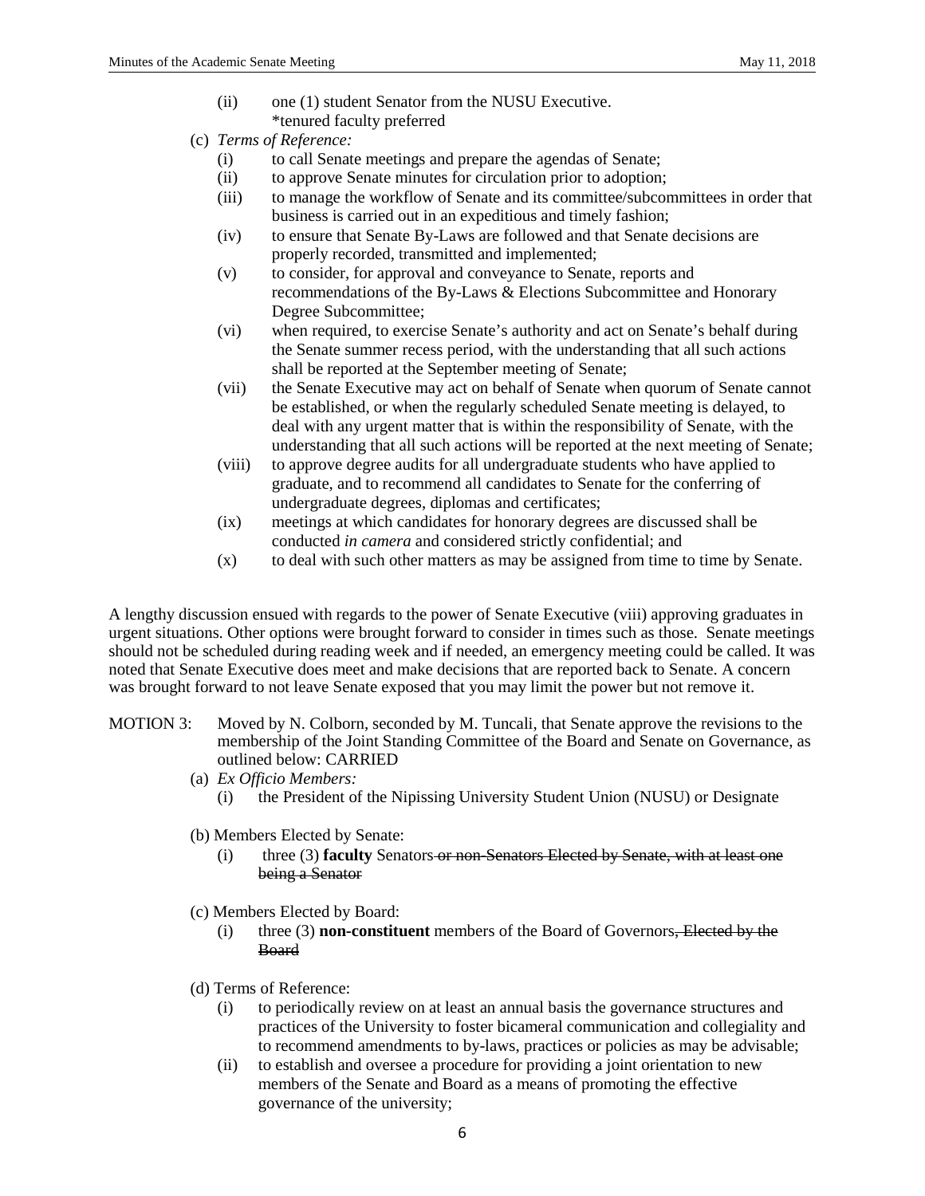(ii) one (1) student Senator from the NUSU Executive.
*tenured faculty preferred

(c) *Terms of Reference:*

(i) to call Senate meetings and prepare the agendas of Senate;

(ii) to approve Senate minutes for circulation prior to adoption;

(iii) to manage the workflow of Senate and its committee/subcommittees in order that business is carried out in an expeditious and timely fashion;

(iv) to ensure that Senate By-Laws are followed and that Senate decisions are properly recorded, transmitted and implemented;

(v) to consider, for approval and conveyance to Senate, reports and recommendations of the By-Laws & Elections Subcommittee and Honorary Degree Subcommittee;

(vi) when required, to exercise Senate's authority and act on Senate's behalf during the Senate summer recess period, with the understanding that all such actions shall be reported at the September meeting of Senate;

(vii) the Senate Executive may act on behalf of Senate when quorum of Senate cannot be established, or when the regularly scheduled Senate meeting is delayed, to deal with any urgent matter that is within the responsibility of Senate, with the understanding that all such actions will be reported at the next meeting of Senate;

(viii) to approve degree audits for all undergraduate students who have applied to graduate, and to recommend all candidates to Senate for the conferring of undergraduate degrees, diplomas and certificates;

(ix) meetings at which candidates for honorary degrees are discussed shall be conducted *in camera* and considered strictly confidential; and

(x) to deal with such other matters as may be assigned from time to time by Senate.

A lengthy discussion ensued with regards to the power of Senate Executive (viii) approving graduates in urgent situations. Other options were brought forward to consider in times such as those. Senate meetings should not be scheduled during reading week and if needed, an emergency meeting could be called. It was noted that Senate Executive does meet and make decisions that are reported back to Senate. A concern was brought forward to not leave Senate exposed that you may limit the power but not remove it.

MOTION 3: Moved by N. Colborn, seconded by M. Tuncali, that Senate approve the revisions to the membership of the Joint Standing Committee of the Board and Senate on Governance, as outlined below: CARRIED

(a) *Ex Officio Members:*

(i) the President of the Nipissing University Student Union (NUSU) or Designate

(b) Members Elected by Senate:

(i) three (3) **faculty** Senators ~~or non-Senators Elected by Senate, with at least one being a Senator~~

(c) Members Elected by Board:

(i) three (3) **non-constituent** members of the Board of Governors~~, Elected by the Board~~

(d) Terms of Reference:

(i) to periodically review on at least an annual basis the governance structures and practices of the University to foster bicameral communication and collegiality and to recommend amendments to by-laws, practices or policies as may be advisable;

(ii) to establish and oversee a procedure for providing a joint orientation to new members of the Senate and Board as a means of promoting the effective governance of the university;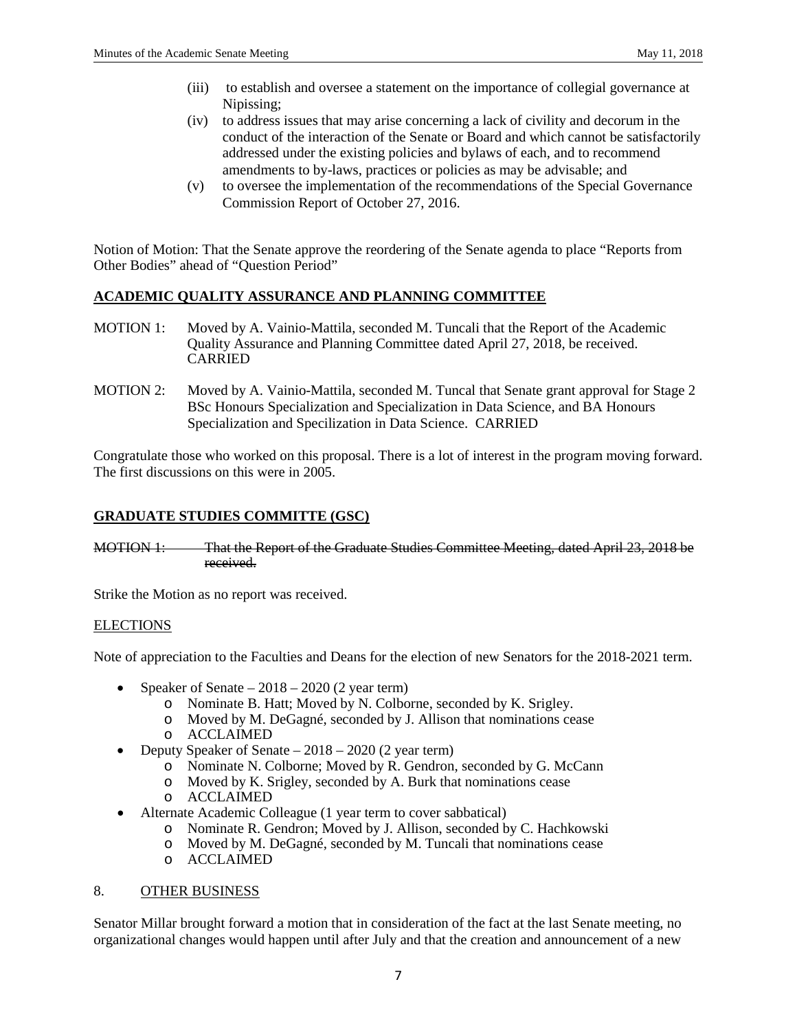(iii) to establish and oversee a statement on the importance of collegial governance at Nipissing;

(iv) to address issues that may arise concerning a lack of civility and decorum in the conduct of the interaction of the Senate or Board and which cannot be satisfactorily addressed under the existing policies and bylaws of each, and to recommend amendments to by-laws, practices or policies as may be advisable; and

(v) to oversee the implementation of the recommendations of the Special Governance Commission Report of October 27, 2016.

Notion of Motion: That the Senate approve the reordering of the Senate agenda to place "Reports from Other Bodies" ahead of "Question Period"

## ACADEMIC QUALITY ASSURANCE AND PLANNING COMMITTEE

MOTION 1: Moved by A. Vainio-Mattila, seconded M. Tuncali that the Report of the Academic Quality Assurance and Planning Committee dated April 27, 2018, be received. CARRIED

MOTION 2: Moved by A. Vainio-Mattila, seconded M. Tuncal that Senate grant approval for Stage 2 BSc Honours Specialization and Specialization in Data Science, and BA Honours Specialization and Specilization in Data Science. CARRIED

Congratulate those who worked on this proposal. There is a lot of interest in the program moving forward. The first discussions on this were in 2005.

## GRADUATE STUDIES COMMITTE (GSC)

~~MOTION 1: That the Report of the Graduate Studies Committee Meeting, dated April 23, 2018 be received.~~

Strike the Motion as no report was received.

### ELECTIONS

Note of appreciation to the Faculties and Deans for the election of new Senators for the 2018-2021 term.

- Speaker of Senate – 2018 – 2020 (2 year term)
  - Nominate B. Hatt; Moved by N. Colborne, seconded by K. Srigley.
  - Moved by M. DeGagné, seconded by J. Allison that nominations cease
  - ACCLAIMED
- Deputy Speaker of Senate – 2018 – 2020 (2 year term)
  - Nominate N. Colborne; Moved by R. Gendron, seconded by G. McCann
  - Moved by K. Srigley, seconded by A. Burk that nominations cease
  - ACCLAIMED
- Alternate Academic Colleague (1 year term to cover sabbatical)
  - Nominate R. Gendron; Moved by J. Allison, seconded by C. Hachkowski
  - Moved by M. DeGagné, seconded by M. Tuncali that nominations cease
  - ACCLAIMED

## 8. OTHER BUSINESS

Senator Millar brought forward a motion that in consideration of the fact at the last Senate meeting, no organizational changes would happen until after July and that the creation and announcement of a new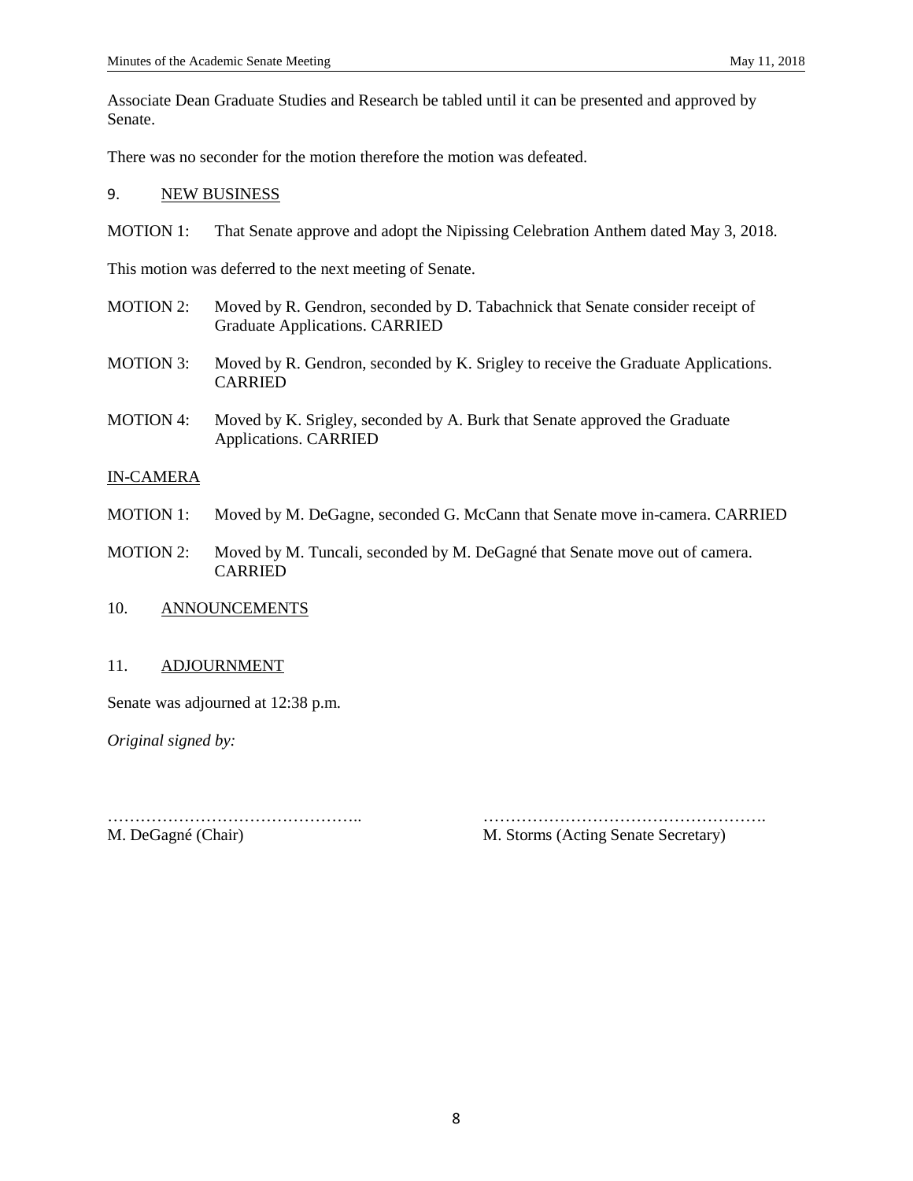Associate Dean Graduate Studies and Research be tabled until it can be presented and approved by Senate.

There was no seconder for the motion therefore the motion was defeated.

## 9. NEW BUSINESS

MOTION 1: That Senate approve and adopt the Nipissing Celebration Anthem dated May 3, 2018.

This motion was deferred to the next meeting of Senate.

MOTION 2: Moved by R. Gendron, seconded by D. Tabachnick that Senate consider receipt of Graduate Applications. CARRIED

MOTION 3: Moved by R. Gendron, seconded by K. Srigley to receive the Graduate Applications. CARRIED

MOTION 4: Moved by K. Srigley, seconded by A. Burk that Senate approved the Graduate Applications. CARRIED

### IN-CAMERA

MOTION 1: Moved by M. DeGagne, seconded G. McCann that Senate move in-camera. CARRIED

MOTION 2: Moved by M. Tuncali, seconded by M. DeGagné that Senate move out of camera. CARRIED

## 10. ANNOUNCEMENTS

## 11. ADJOURNMENT

Senate was adjourned at 12:38 p.m.

*Original signed by:*

……………………………………….. 
M. DeGagné (Chair)

…………………………………………….
M. Storms (Acting Senate Secretary)